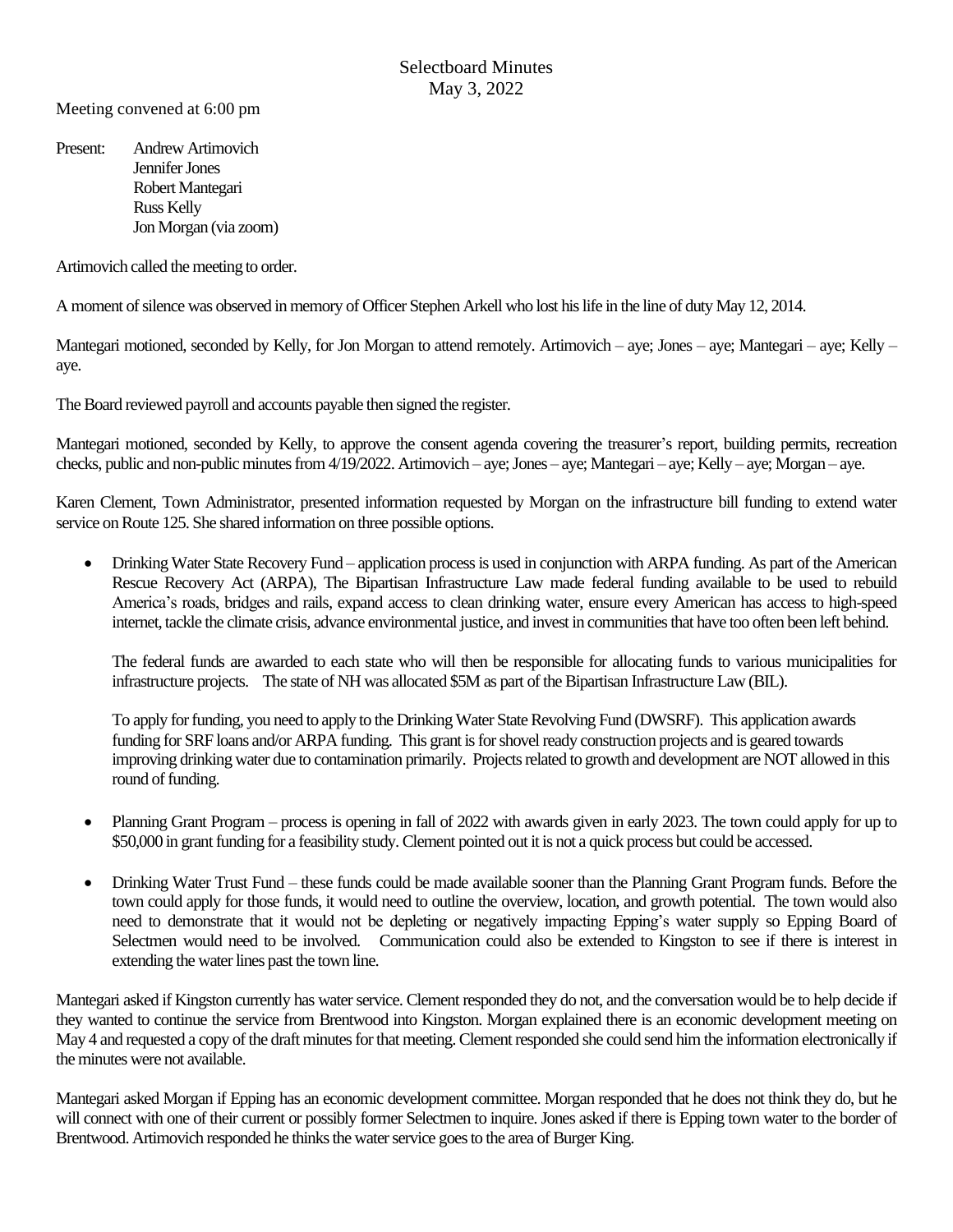# Selectboard Minutes
## May 3, 2022

Meeting convened at 6:00 pm

Present: Andrew Artimovich
Jennifer Jones
Robert Mantegari
Russ Kelly
Jon Morgan (via zoom)

Artimovich called the meeting to order.

A moment of silence was observed in memory of Officer Stephen Arkell who lost his life in the line of duty May 12, 2014.

Mantegari motioned, seconded by Kelly, for Jon Morgan to attend remotely. Artimovich – aye; Jones – aye; Mantegari – aye; Kelly – aye.

The Board reviewed payroll and accounts payable then signed the register.

Mantegari motioned, seconded by Kelly, to approve the consent agenda covering the treasurer's report, building permits, recreation checks, public and non-public minutes from 4/19/2022. Artimovich – aye; Jones – aye; Mantegari – aye; Kelly – aye; Morgan – aye.

Karen Clement, Town Administrator, presented information requested by Morgan on the infrastructure bill funding to extend water service on Route 125. She shared information on three possible options.

- Drinking Water State Recovery Fund – application process is used in conjunction with ARPA funding. As part of the American Rescue Recovery Act (ARPA), The Bipartisan Infrastructure Law made federal funding available to be used to rebuild America's roads, bridges and rails, expand access to clean drinking water, ensure every American has access to high-speed internet, tackle the climate crisis, advance environmental justice, and invest in communities that have too often been left behind.

  The federal funds are awarded to each state who will then be responsible for allocating funds to various municipalities for infrastructure projects. The state of NH was allocated $5M as part of the Bipartisan Infrastructure Law (BIL).

  To apply for funding, you need to apply to the Drinking Water State Revolving Fund (DWSRF). This application awards funding for SRF loans and/or ARPA funding. This grant is for shovel ready construction projects and is geared towards improving drinking water due to contamination primarily. Projects related to growth and development are NOT allowed in this round of funding.

- Planning Grant Program – process is opening in fall of 2022 with awards given in early 2023. The town could apply for up to $50,000 in grant funding for a feasibility study. Clement pointed out it is not a quick process but could be accessed.

- Drinking Water Trust Fund – these funds could be made available sooner than the Planning Grant Program funds. Before the town could apply for those funds, it would need to outline the overview, location, and growth potential. The town would also need to demonstrate that it would not be depleting or negatively impacting Epping's water supply so Epping Board of Selectmen would need to be involved. Communication could also be extended to Kingston to see if there is interest in extending the water lines past the town line.

Mantegari asked if Kingston currently has water service. Clement responded they do not, and the conversation would be to help decide if they wanted to continue the service from Brentwood into Kingston. Morgan explained there is an economic development meeting on May 4 and requested a copy of the draft minutes for that meeting. Clement responded she could send him the information electronically if the minutes were not available.

Mantegari asked Morgan if Epping has an economic development committee. Morgan responded that he does not think they do, but he will connect with one of their current or possibly former Selectmen to inquire. Jones asked if there is Epping town water to the border of Brentwood. Artimovich responded he thinks the water service goes to the area of Burger King.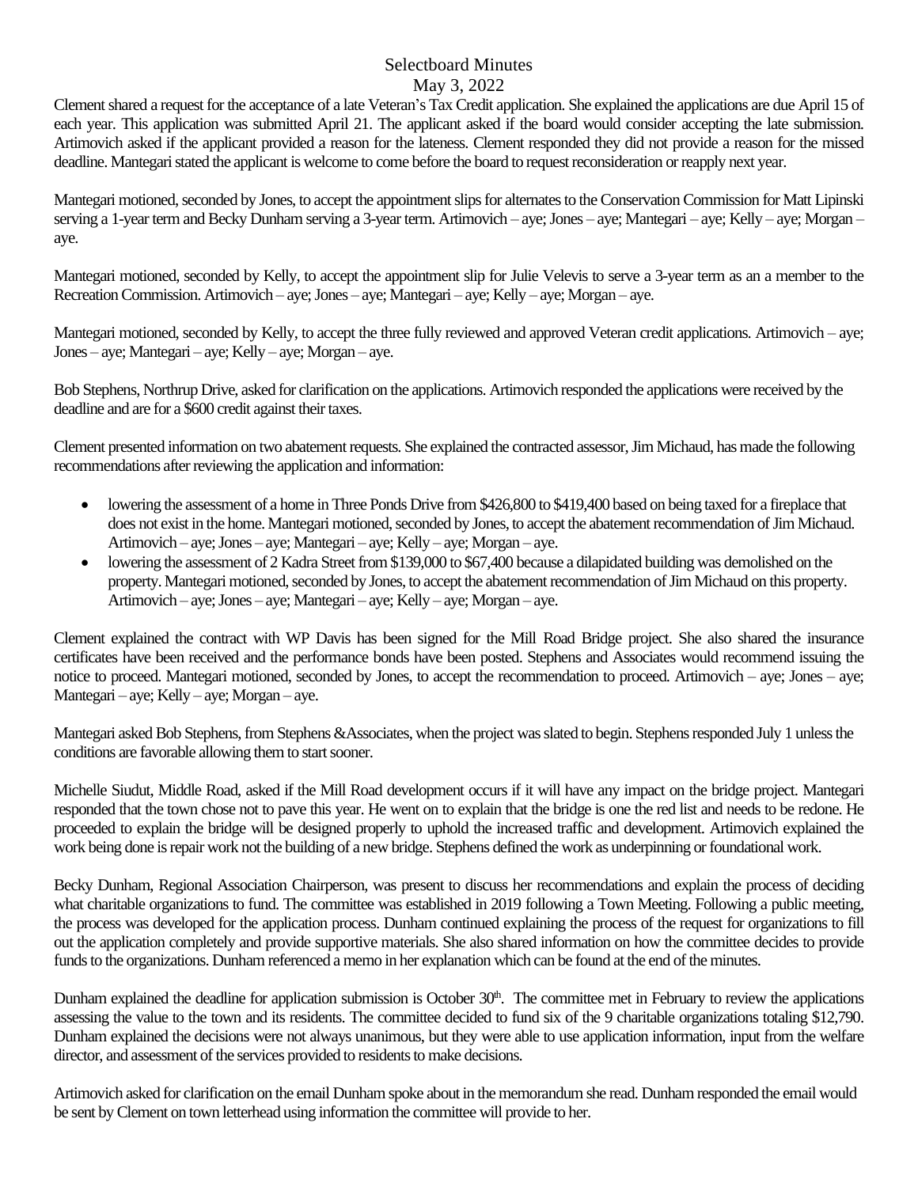# Selectboard Minutes
May 3, 2022

Clement shared a request for the acceptance of a late Veteran's Tax Credit application. She explained the applications are due April 15 of each year. This application was submitted April 21. The applicant asked if the board would consider accepting the late submission. Artimovich asked if the applicant provided a reason for the lateness. Clement responded they did not provide a reason for the missed deadline. Mantegari stated the applicant is welcome to come before the board to request reconsideration or reapply next year.

Mantegari motioned, seconded by Jones, to accept the appointment slips for alternates to the Conservation Commission for Matt Lipinski serving a 1-year term and Becky Dunham serving a 3-year term. Artimovich – aye; Jones – aye; Mantegari – aye; Kelly – aye; Morgan – aye.

Mantegari motioned, seconded by Kelly, to accept the appointment slip for Julie Velevis to serve a 3-year term as an a member to the Recreation Commission. Artimovich – aye; Jones – aye; Mantegari – aye; Kelly – aye; Morgan – aye.

Mantegari motioned, seconded by Kelly, to accept the three fully reviewed and approved Veteran credit applications. Artimovich – aye; Jones – aye; Mantegari – aye; Kelly – aye; Morgan – aye.

Bob Stephens, Northrup Drive, asked for clarification on the applications. Artimovich responded the applications were received by the deadline and are for a $600 credit against their taxes.

Clement presented information on two abatement requests. She explained the contracted assessor, Jim Michaud, has made the following recommendations after reviewing the application and information:

- lowering the assessment of a home in Three Ponds Drive from $426,800 to $419,400 based on being taxed for a fireplace that does not exist in the home. Mantegari motioned, seconded by Jones, to accept the abatement recommendation of Jim Michaud. Artimovich – aye; Jones – aye; Mantegari – aye; Kelly – aye; Morgan – aye.
- lowering the assessment of 2 Kadra Street from $139,000 to $67,400 because a dilapidated building was demolished on the property. Mantegari motioned, seconded by Jones, to accept the abatement recommendation of Jim Michaud on this property. Artimovich – aye; Jones – aye; Mantegari – aye; Kelly – aye; Morgan – aye.

Clement explained the contract with WP Davis has been signed for the Mill Road Bridge project. She also shared the insurance certificates have been received and the performance bonds have been posted. Stephens and Associates would recommend issuing the notice to proceed. Mantegari motioned, seconded by Jones, to accept the recommendation to proceed. Artimovich – aye; Jones – aye; Mantegari – aye; Kelly – aye; Morgan – aye.

Mantegari asked Bob Stephens, from Stephens &Associates, when the project was slated to begin. Stephens responded July 1 unless the conditions are favorable allowing them to start sooner.

Michelle Siudut, Middle Road, asked if the Mill Road development occurs if it will have any impact on the bridge project. Mantegari responded that the town chose not to pave this year. He went on to explain that the bridge is one the red list and needs to be redone. He proceeded to explain the bridge will be designed properly to uphold the increased traffic and development. Artimovich explained the work being done is repair work not the building of a new bridge. Stephens defined the work as underpinning or foundational work.

Becky Dunham, Regional Association Chairperson, was present to discuss her recommendations and explain the process of deciding what charitable organizations to fund. The committee was established in 2019 following a Town Meeting. Following a public meeting, the process was developed for the application process. Dunham continued explaining the process of the request for organizations to fill out the application completely and provide supportive materials. She also shared information on how the committee decides to provide funds to the organizations. Dunham referenced a memo in her explanation which can be found at the end of the minutes.

Dunham explained the deadline for application submission is October 30th. The committee met in February to review the applications assessing the value to the town and its residents. The committee decided to fund six of the 9 charitable organizations totaling $12,790. Dunham explained the decisions were not always unanimous, but they were able to use application information, input from the welfare director, and assessment of the services provided to residents to make decisions.

Artimovich asked for clarification on the email Dunham spoke about in the memorandum she read. Dunham responded the email would be sent by Clement on town letterhead using information the committee will provide to her.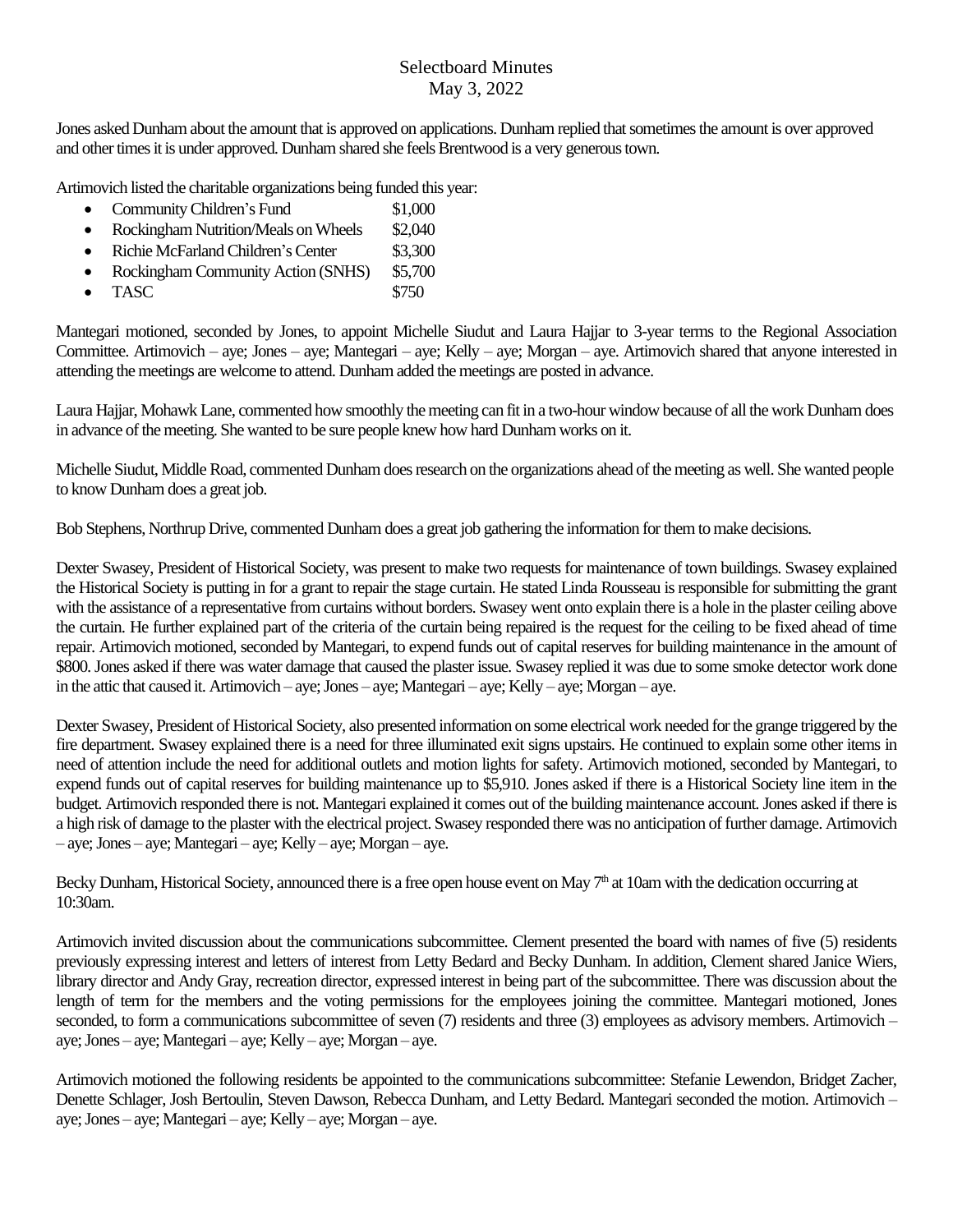Selectboard Minutes
May 3, 2022

Jones asked Dunham about the amount that is approved on applications. Dunham replied that sometimes the amount is over approved and other times it is under approved. Dunham shared she feels Brentwood is a very generous town.

Artimovich listed the charitable organizations being funded this year:

- Community Children's Fund $1,000
- Rockingham Nutrition/Meals on Wheels $2,040
- Richie McFarland Children's Center $3,300
- Rockingham Community Action (SNHS) $5,700
- TASC $750

Mantegari motioned, seconded by Jones, to appoint Michelle Siudut and Laura Hajjar to 3-year terms to the Regional Association Committee. Artimovich – aye; Jones – aye; Mantegari – aye; Kelly – aye; Morgan – aye. Artimovich shared that anyone interested in attending the meetings are welcome to attend. Dunham added the meetings are posted in advance.

Laura Hajjar, Mohawk Lane, commented how smoothly the meeting can fit in a two-hour window because of all the work Dunham does in advance of the meeting. She wanted to be sure people knew how hard Dunham works on it.

Michelle Siudut, Middle Road, commented Dunham does research on the organizations ahead of the meeting as well. She wanted people to know Dunham does a great job.

Bob Stephens, Northrup Drive, commented Dunham does a great job gathering the information for them to make decisions.

Dexter Swasey, President of Historical Society, was present to make two requests for maintenance of town buildings. Swasey explained the Historical Society is putting in for a grant to repair the stage curtain. He stated Linda Rousseau is responsible for submitting the grant with the assistance of a representative from curtains without borders. Swasey went onto explain there is a hole in the plaster ceiling above the curtain. He further explained part of the criteria of the curtain being repaired is the request for the ceiling to be fixed ahead of time repair. Artimovich motioned, seconded by Mantegari, to expend funds out of capital reserves for building maintenance in the amount of $800. Jones asked if there was water damage that caused the plaster issue. Swasey replied it was due to some smoke detector work done in the attic that caused it. Artimovich – aye; Jones – aye; Mantegari – aye; Kelly – aye; Morgan – aye.

Dexter Swasey, President of Historical Society, also presented information on some electrical work needed for the grange triggered by the fire department. Swasey explained there is a need for three illuminated exit signs upstairs. He continued to explain some other items in need of attention include the need for additional outlets and motion lights for safety. Artimovich motioned, seconded by Mantegari, to expend funds out of capital reserves for building maintenance up to $5,910. Jones asked if there is a Historical Society line item in the budget. Artimovich responded there is not. Mantegari explained it comes out of the building maintenance account. Jones asked if there is a high risk of damage to the plaster with the electrical project. Swasey responded there was no anticipation of further damage. Artimovich – aye; Jones – aye; Mantegari – aye; Kelly – aye; Morgan – aye.

Becky Dunham, Historical Society, announced there is a free open house event on May 7th at 10am with the dedication occurring at 10:30am.

Artimovich invited discussion about the communications subcommittee. Clement presented the board with names of five (5) residents previously expressing interest and letters of interest from Letty Bedard and Becky Dunham. In addition, Clement shared Janice Wiers, library director and Andy Gray, recreation director, expressed interest in being part of the subcommittee. There was discussion about the length of term for the members and the voting permissions for the employees joining the committee. Mantegari motioned, Jones seconded, to form a communications subcommittee of seven (7) residents and three (3) employees as advisory members. Artimovich – aye; Jones – aye; Mantegari – aye; Kelly – aye; Morgan – aye.

Artimovich motioned the following residents be appointed to the communications subcommittee: Stefanie Lewendon, Bridget Zacher, Denette Schlager, Josh Bertoulin, Steven Dawson, Rebecca Dunham, and Letty Bedard. Mantegari seconded the motion. Artimovich – aye; Jones – aye; Mantegari – aye; Kelly – aye; Morgan – aye.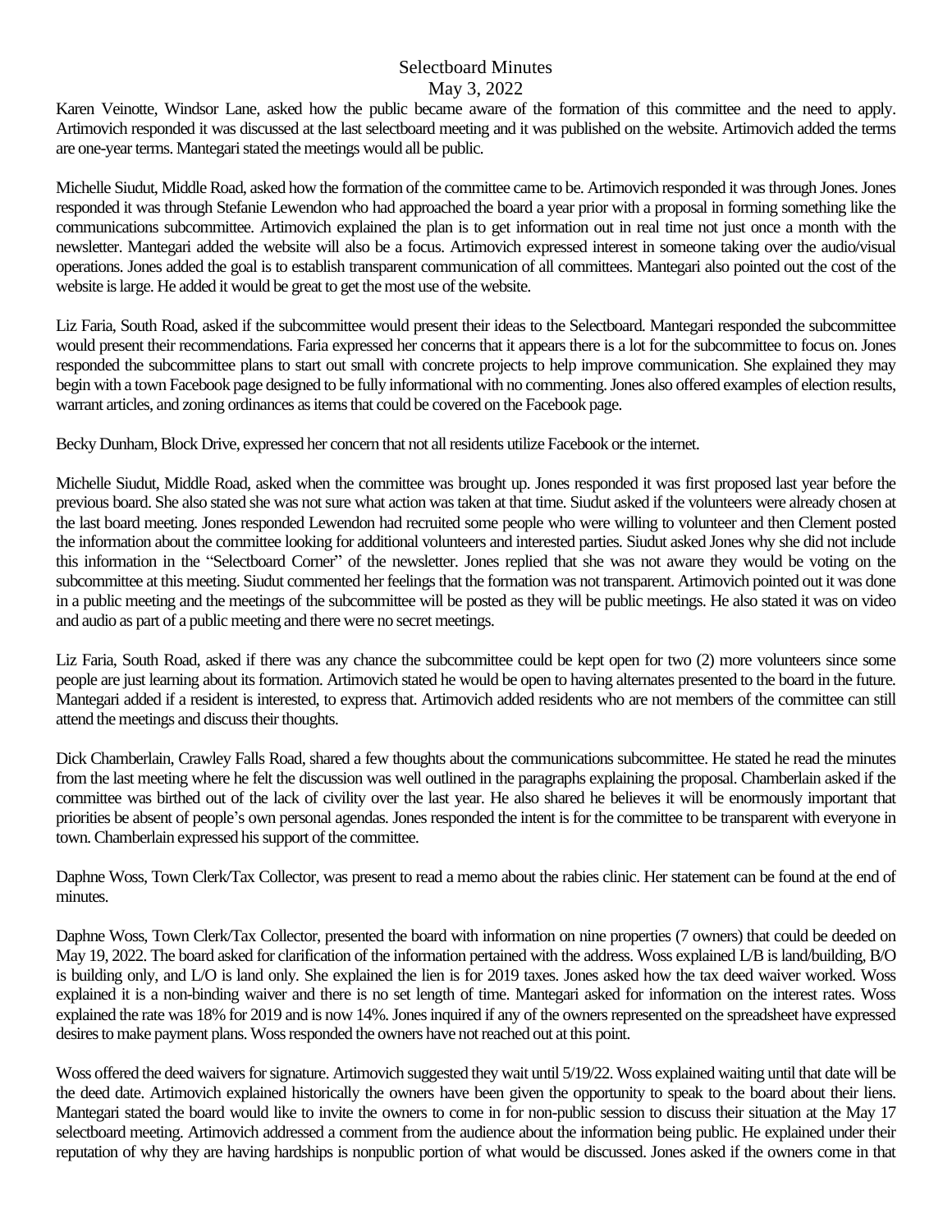Karen Veinotte, Windsor Lane, asked how the public became aware of the formation of this committee and the need to apply. Artimovich responded it was discussed at the last selectboard meeting and it was published on the website. Artimovich added the terms are one-year terms. Mantegari stated the meetings would all be public.

Michelle Siudut, Middle Road, asked how the formation of the committee came to be. Artimovich responded it was through Jones. Jones responded it was through Stefanie Lewendon who had approached the board a year prior with a proposal in forming something like the communications subcommittee. Artimovich explained the plan is to get information out in real time not just once a month with the newsletter. Mantegari added the website will also be a focus. Artimovich expressed interest in someone taking over the audio/visual operations. Jones added the goal is to establish transparent communication of all committees. Mantegari also pointed out the cost of the website is large. He added it would be great to get the most use of the website.

Liz Faria, South Road, asked if the subcommittee would present their ideas to the Selectboard. Mantegari responded the subcommittee would present their recommendations. Faria expressed her concerns that it appears there is a lot for the subcommittee to focus on. Jones responded the subcommittee plans to start out small with concrete projects to help improve communication. She explained they may begin with a town Facebook page designed to be fully informational with no commenting. Jones also offered examples of election results, warrant articles, and zoning ordinances as items that could be covered on the Facebook page.

Becky Dunham, Block Drive, expressed her concern that not all residents utilize Facebook or the internet.

Michelle Siudut, Middle Road, asked when the committee was brought up. Jones responded it was first proposed last year before the previous board. She also stated she was not sure what action was taken at that time. Siudut asked if the volunteers were already chosen at the last board meeting. Jones responded Lewendon had recruited some people who were willing to volunteer and then Clement posted the information about the committee looking for additional volunteers and interested parties. Siudut asked Jones why she did not include this information in the "Selectboard Corner" of the newsletter. Jones replied that she was not aware they would be voting on the subcommittee at this meeting. Siudut commented her feelings that the formation was not transparent. Artimovich pointed out it was done in a public meeting and the meetings of the subcommittee will be posted as they will be public meetings. He also stated it was on video and audio as part of a public meeting and there were no secret meetings.

Liz Faria, South Road, asked if there was any chance the subcommittee could be kept open for two (2) more volunteers since some people are just learning about its formation. Artimovich stated he would be open to having alternates presented to the board in the future. Mantegari added if a resident is interested, to express that. Artimovich added residents who are not members of the committee can still attend the meetings and discuss their thoughts.

Dick Chamberlain, Crawley Falls Road, shared a few thoughts about the communications subcommittee. He stated he read the minutes from the last meeting where he felt the discussion was well outlined in the paragraphs explaining the proposal. Chamberlain asked if the committee was birthed out of the lack of civility over the last year. He also shared he believes it will be enormously important that priorities be absent of people's own personal agendas. Jones responded the intent is for the committee to be transparent with everyone in town. Chamberlain expressed his support of the committee.

Daphne Woss, Town Clerk/Tax Collector, was present to read a memo about the rabies clinic. Her statement can be found at the end of minutes.

Daphne Woss, Town Clerk/Tax Collector, presented the board with information on nine properties (7 owners) that could be deeded on May 19, 2022. The board asked for clarification of the information pertained with the address. Woss explained L/B is land/building, B/O is building only, and L/O is land only. She explained the lien is for 2019 taxes. Jones asked how the tax deed waiver worked. Woss explained it is a non-binding waiver and there is no set length of time. Mantegari asked for information on the interest rates. Woss explained the rate was 18% for 2019 and is now 14%. Jones inquired if any of the owners represented on the spreadsheet have expressed desires to make payment plans. Woss responded the owners have not reached out at this point.

Woss offered the deed waivers for signature. Artimovich suggested they wait until 5/19/22. Woss explained waiting until that date will be the deed date. Artimovich explained historically the owners have been given the opportunity to speak to the board about their liens. Mantegari stated the board would like to invite the owners to come in for non-public session to discuss their situation at the May 17 selectboard meeting. Artimovich addressed a comment from the audience about the information being public. He explained under their reputation of why they are having hardships is nonpublic portion of what would be discussed. Jones asked if the owners come in that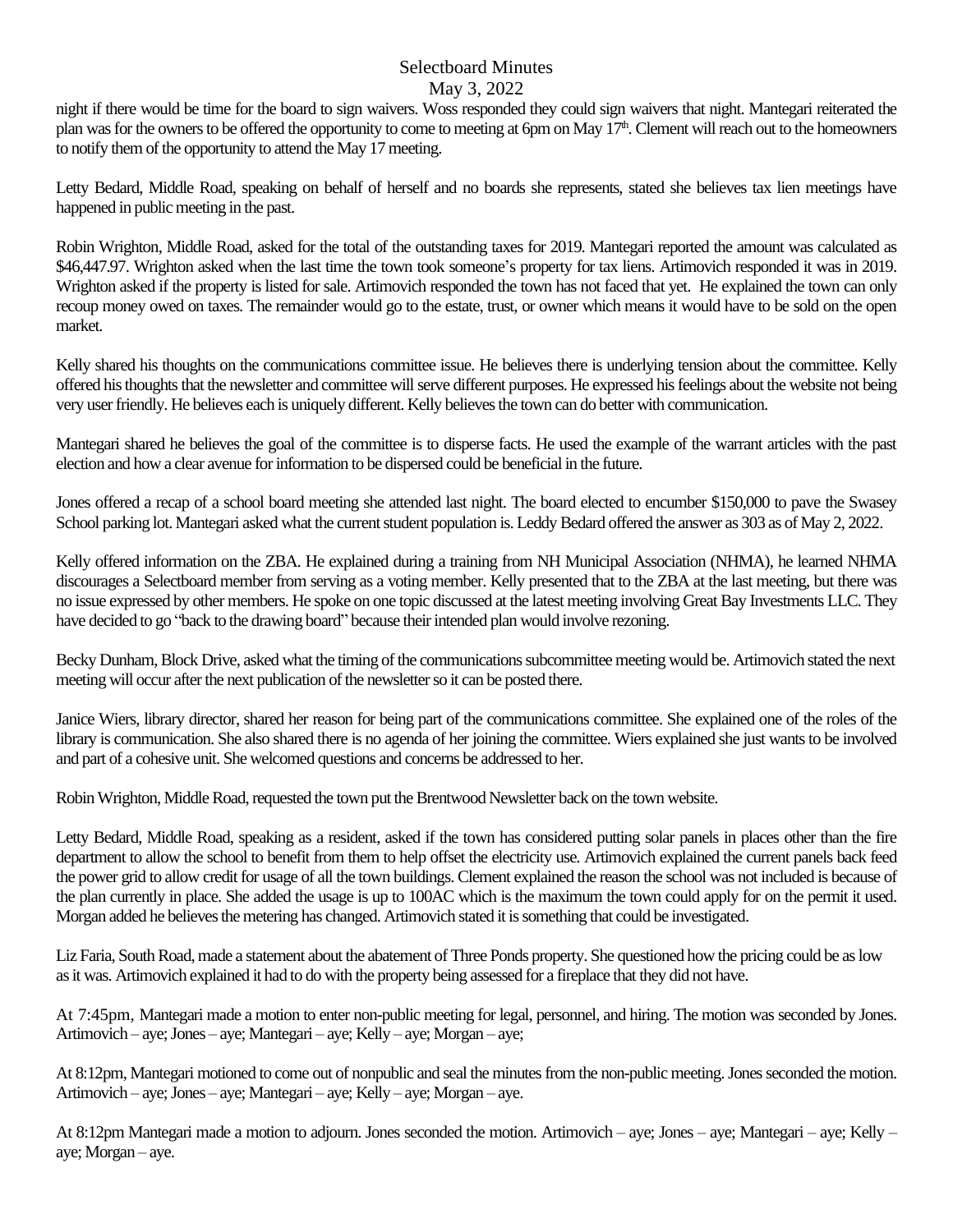night if there would be time for the board to sign waivers. Woss responded they could sign waivers that night. Mantegari reiterated the plan was for the owners to be offered the opportunity to come to meeting at 6pm on May 17th. Clement will reach out to the homeowners to notify them of the opportunity to attend the May 17 meeting.

Letty Bedard, Middle Road, speaking on behalf of herself and no boards she represents, stated she believes tax lien meetings have happened in public meeting in the past.

Robin Wrighton, Middle Road, asked for the total of the outstanding taxes for 2019. Mantegari reported the amount was calculated as $46,447.97. Wrighton asked when the last time the town took someone's property for tax liens. Artimovich responded it was in 2019. Wrighton asked if the property is listed for sale. Artimovich responded the town has not faced that yet. He explained the town can only recoup money owed on taxes. The remainder would go to the estate, trust, or owner which means it would have to be sold on the open market.

Kelly shared his thoughts on the communications committee issue. He believes there is underlying tension about the committee. Kelly offered his thoughts that the newsletter and committee will serve different purposes. He expressed his feelings about the website not being very user friendly. He believes each is uniquely different. Kelly believes the town can do better with communication.

Mantegari shared he believes the goal of the committee is to disperse facts. He used the example of the warrant articles with the past election and how a clear avenue for information to be dispersed could be beneficial in the future.

Jones offered a recap of a school board meeting she attended last night. The board elected to encumber $150,000 to pave the Swasey School parking lot. Mantegari asked what the current student population is. Leddy Bedard offered the answer as 303 as of May 2, 2022.

Kelly offered information on the ZBA. He explained during a training from NH Municipal Association (NHMA), he learned NHMA discourages a Selectboard member from serving as a voting member. Kelly presented that to the ZBA at the last meeting, but there was no issue expressed by other members. He spoke on one topic discussed at the latest meeting involving Great Bay Investments LLC. They have decided to go "back to the drawing board" because their intended plan would involve rezoning.

Becky Dunham, Block Drive, asked what the timing of the communications subcommittee meeting would be. Artimovich stated the next meeting will occur after the next publication of the newsletter so it can be posted there.

Janice Wiers, library director, shared her reason for being part of the communications committee. She explained one of the roles of the library is communication. She also shared there is no agenda of her joining the committee. Wiers explained she just wants to be involved and part of a cohesive unit. She welcomed questions and concerns be addressed to her.

Robin Wrighton, Middle Road, requested the town put the Brentwood Newsletter back on the town website.

Letty Bedard, Middle Road, speaking as a resident, asked if the town has considered putting solar panels in places other than the fire department to allow the school to benefit from them to help offset the electricity use. Artimovich explained the current panels back feed the power grid to allow credit for usage of all the town buildings. Clement explained the reason the school was not included is because of the plan currently in place. She added the usage is up to 100AC which is the maximum the town could apply for on the permit it used. Morgan added he believes the metering has changed. Artimovich stated it is something that could be investigated.

Liz Faria, South Road, made a statement about the abatement of Three Ponds property. She questioned how the pricing could be as low as it was. Artimovich explained it had to do with the property being assessed for a fireplace that they did not have.

At 7:45pm, Mantegari made a motion to enter non-public meeting for legal, personnel, and hiring. The motion was seconded by Jones. Artimovich – aye; Jones – aye; Mantegari – aye; Kelly – aye; Morgan – aye;

At 8:12pm, Mantegari motioned to come out of nonpublic and seal the minutes from the non-public meeting. Jones seconded the motion. Artimovich – aye; Jones – aye; Mantegari – aye; Kelly – aye; Morgan – aye.

At 8:12pm Mantegari made a motion to adjourn. Jones seconded the motion. Artimovich – aye; Jones – aye; Mantegari – aye; Kelly – aye; Morgan – aye.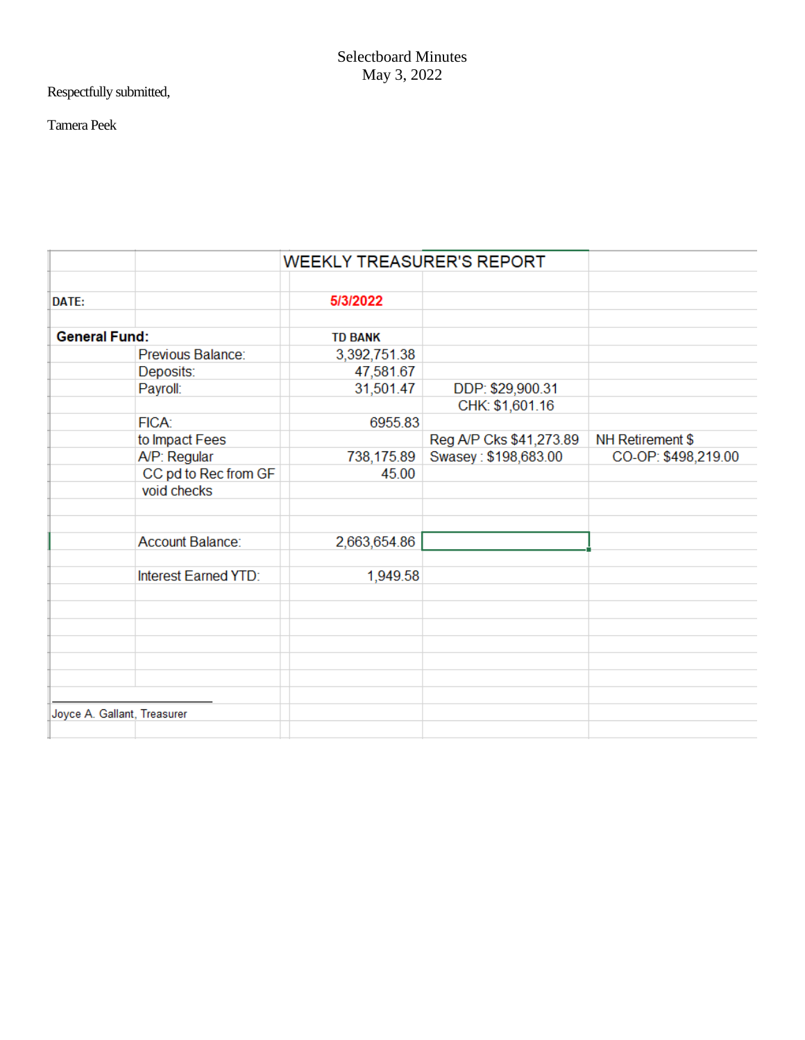Selectboard Minutes
May 3, 2022

Respectfully submitted,

Tamera Peek

| | | WEEKLY TREASURER'S REPORT | | |
|---|---|---|---|---|
| DATE: | | 5/3/2022 | | |
| **General Fund:** | | **TD BANK** | | |
| | Previous Balance: | 3,392,751.38 | | |
| | Deposits: | 47,581.67 | | |
| | Payroll: | 31,501.47 | DDP: $29,900.31 | |
| | | | CHK: $1,601.16 | |
| | FICA: | 6955.83 | | |
| | to Impact Fees | | Reg A/P Cks $41,273.89 | NH Retirement $ |
| | A/P: Regular | 738,175.89 | Swasey : $198,683.00 | CO-OP: $498,219.00 |
| | CC pd to Rec from GF | 45.00 | | |
| | void checks | | | |
| | Account Balance: | 2,663,654.86 | | |
| | Interest Earned YTD: | 1,949.58 | | |

Joyce A. Gallant, Treasurer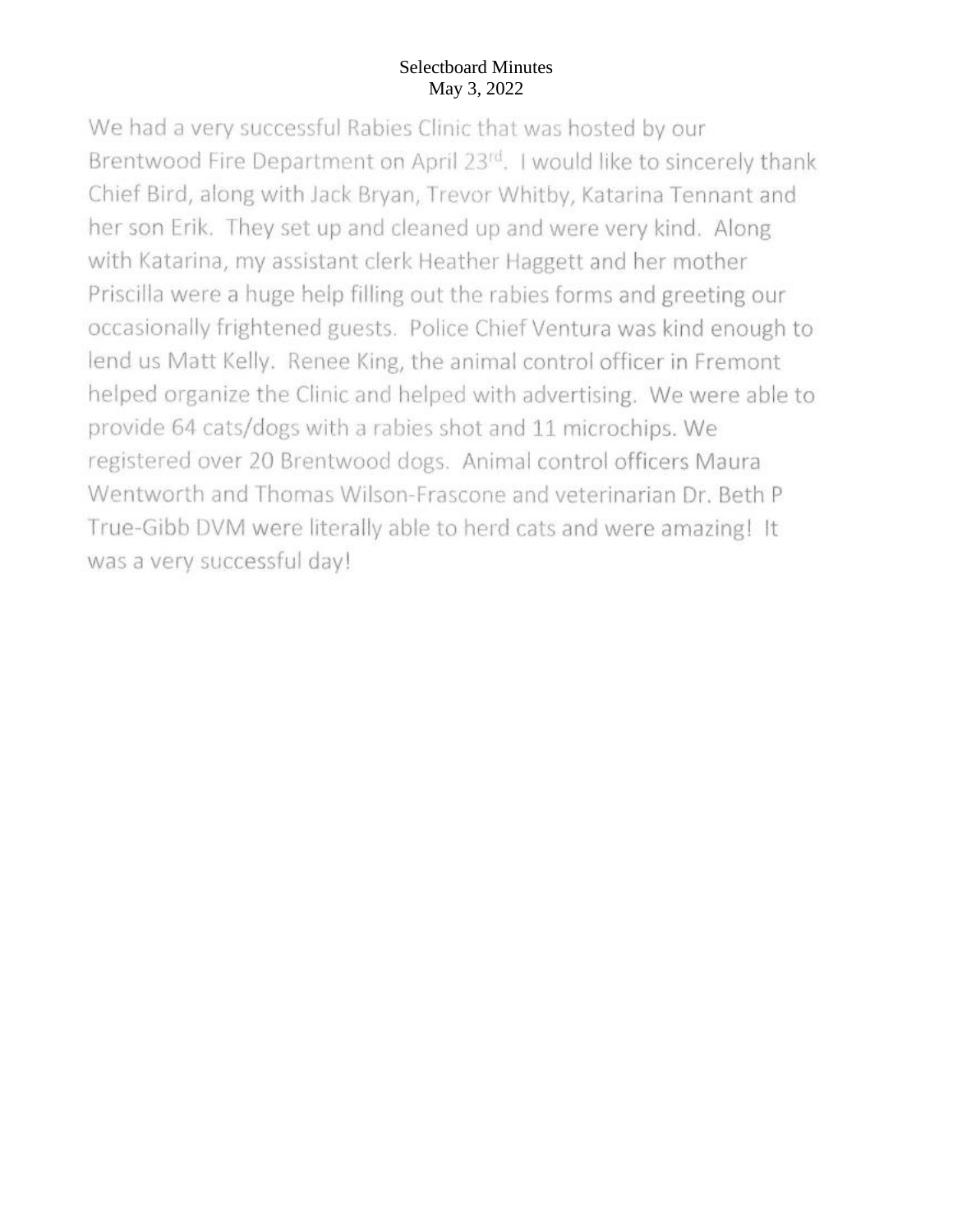We had a very successful Rabies Clinic that was hosted by our Brentwood Fire Department on April 23rd. I would like to sincerely thank Chief Bird, along with Jack Bryan, Trevor Whitby, Katarina Tennant and her son Erik. They set up and cleaned up and were very kind. Along with Katarina, my assistant clerk Heather Haggett and her mother Priscilla were a huge help filling out the rabies forms and greeting our occasionally frightened guests. Police Chief Ventura was kind enough to lend us Matt Kelly. Renee King, the animal control officer in Fremont helped organize the Clinic and helped with advertising. We were able to provide 64 cats/dogs with a rabies shot and 11 microchips. We registered over 20 Brentwood dogs. Animal control officers Maura Wentworth and Thomas Wilson-Frascone and veterinarian Dr. Beth P True-Gibb DVM were literally able to herd cats and were amazing! It was a very successful day!